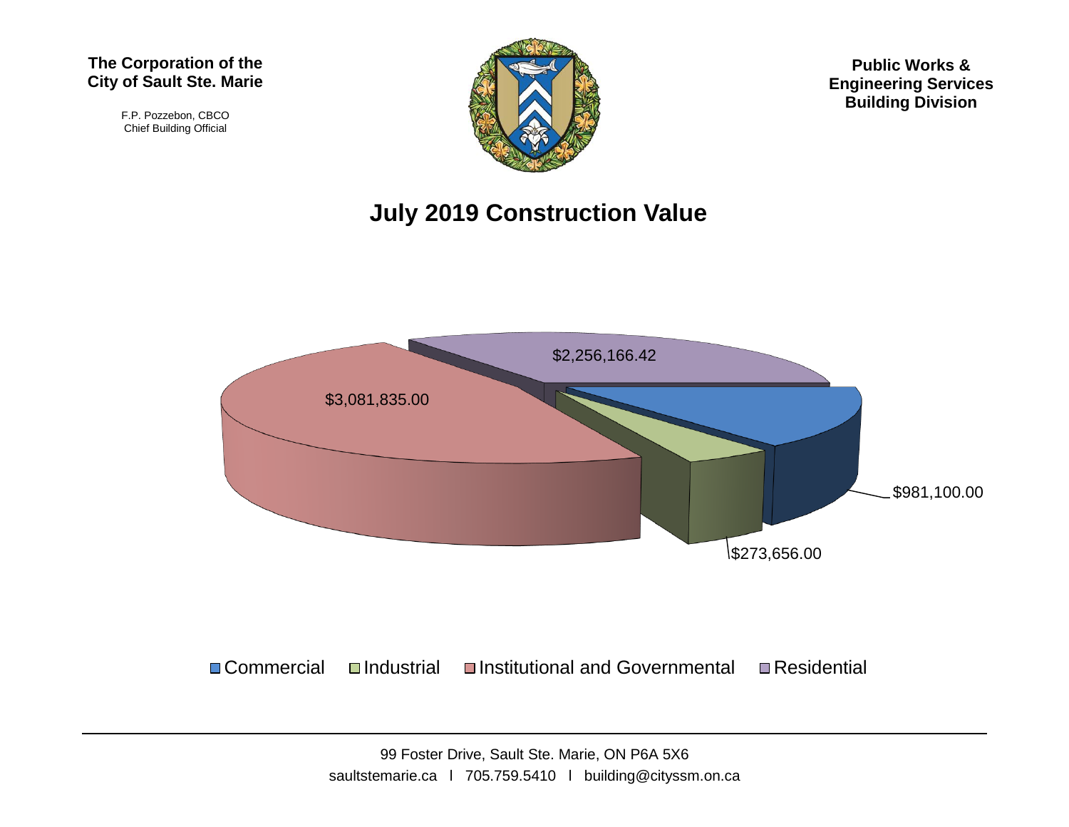**The Corporation of the City of Sault Ste. Marie**

F.P. Pozzebon, CBCO
Chief Building Official

**Public Works & Engineering Services Building Division**

# July 2019 Construction Value

| Category | Value |
| --- | --- |
| Commercial | $981,100.00 |
| Industrial | $273,656.00 |
| Institutional and Governmental | $3,081,835.00 |
| Residential | $2,256,166.42 |

99 Foster Drive, Sault Ste. Marie, ON P6A 5X6
saultstemarie.ca l 705.759.5410 l building@cityssm.on.ca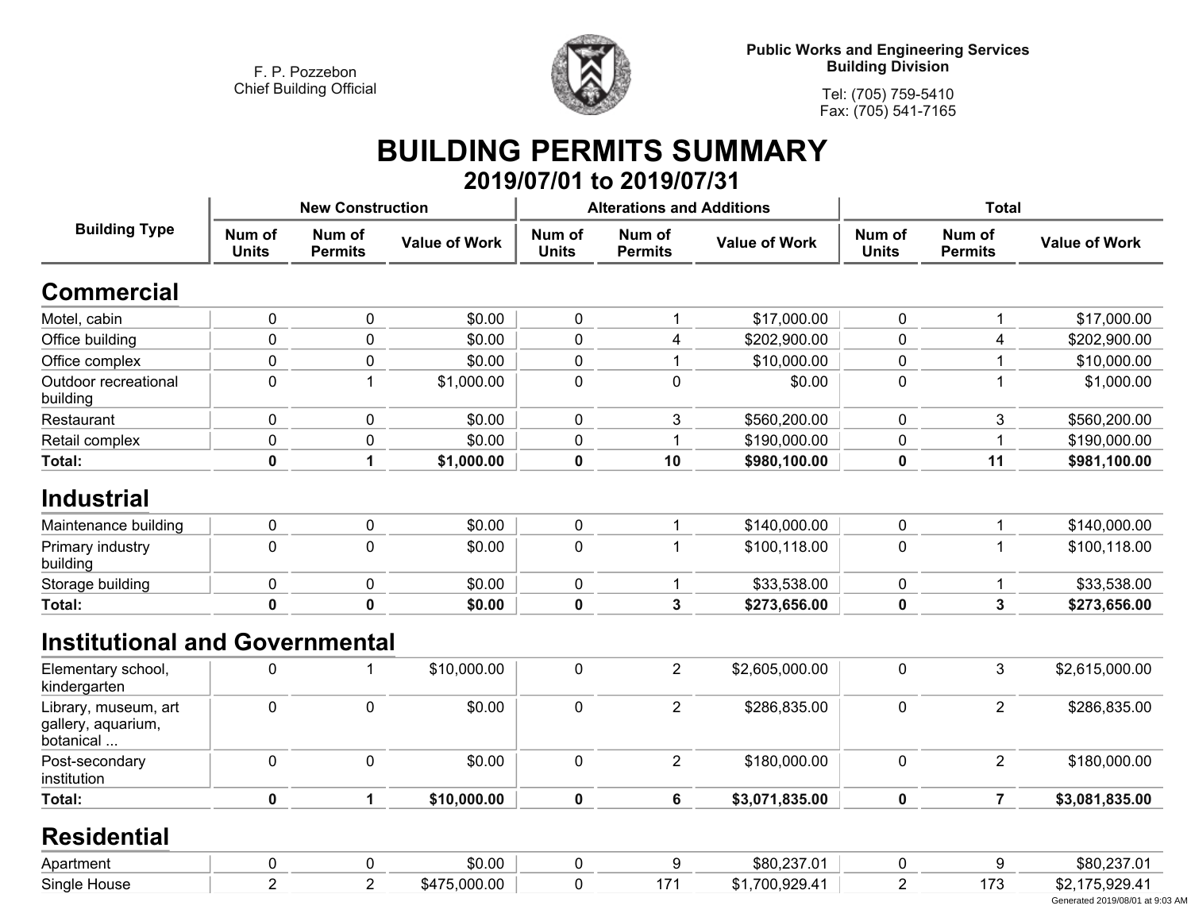F. P. Pozzebon
Chief Building Official

**Public Works and Engineering Services**
**Building Division**

Tel: (705) 759-5410
Fax: (705) 541-7165

# BUILDING PERMITS SUMMARY

## 2019/07/01 to 2019/07/31

| Building Type | New Construction | | | Alterations and Additions | | | Total | | |
|---|---|---|---|---|---|---|---|---|---|
| | Num of Units | Num of Permits | Value of Work | Num of Units | Num of Permits | Value of Work | Num of Units | Num of Permits | Value of Work |
| **Commercial** | | | | | | | | | |
| Motel, cabin | 0 | 0 | $0.00 | 0 | 1 | $17,000.00 | 0 | 1 | $17,000.00 |
| Office building | 0 | 0 | $0.00 | 0 | 4 | $202,900.00 | 0 | 4 | $202,900.00 |
| Office complex | 0 | 0 | $0.00 | 0 | 1 | $10,000.00 | 0 | 1 | $10,000.00 |
| Outdoor recreational building | 0 | 1 | $1,000.00 | 0 | 0 | $0.00 | 0 | 1 | $1,000.00 |
| Restaurant | 0 | 0 | $0.00 | 0 | 3 | $560,200.00 | 0 | 3 | $560,200.00 |
| Retail complex | 0 | 0 | $0.00 | 0 | 1 | $190,000.00 | 0 | 1 | $190,000.00 |
| **Total:** | **0** | **1** | **$1,000.00** | **0** | **10** | **$980,100.00** | **0** | **11** | **$981,100.00** |
| **Industrial** | | | | | | | | | |
| Maintenance building | 0 | 0 | $0.00 | 0 | 1 | $140,000.00 | 0 | 1 | $140,000.00 |
| Primary industry building | 0 | 0 | $0.00 | 0 | 1 | $100,118.00 | 0 | 1 | $100,118.00 |
| Storage building | 0 | 0 | $0.00 | 0 | 1 | $33,538.00 | 0 | 1 | $33,538.00 |
| **Total:** | **0** | **0** | **$0.00** | **0** | **3** | **$273,656.00** | **0** | **3** | **$273,656.00** |
| **Institutional and Governmental** | | | | | | | | | |
| Elementary school, kindergarten | 0 | 1 | $10,000.00 | 0 | 2 | $2,605,000.00 | 0 | 3 | $2,615,000.00 |
| Library, museum, art gallery, aquarium, botanical ... | 0 | 0 | $0.00 | 0 | 2 | $286,835.00 | 0 | 2 | $286,835.00 |
| Post-secondary institution | 0 | 0 | $0.00 | 0 | 2 | $180,000.00 | 0 | 2 | $180,000.00 |
| **Total:** | **0** | **1** | **$10,000.00** | **0** | **6** | **$3,071,835.00** | **0** | **7** | **$3,081,835.00** |
| **Residential** | | | | | | | | | |
| Apartment | 0 | 0 | $0.00 | 0 | 9 | $80,237.01 | 0 | 9 | $80,237.01 |
| Single House | 2 | 2 | $475,000.00 | 0 | 171 | $1,700,929.41 | 2 | 173 | $2,175,929.41 |

Generated 2019/08/01 at 9:03 AM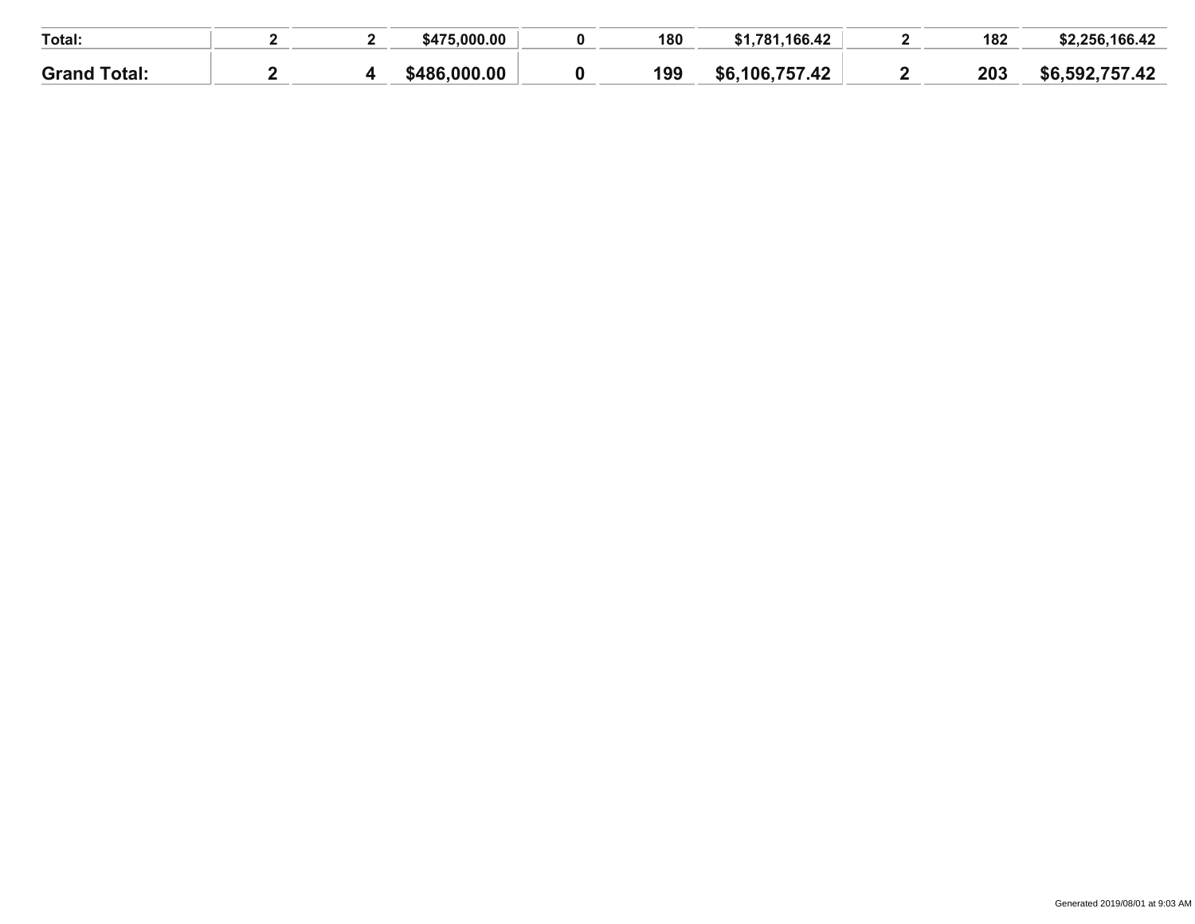| | | | | | | | | | |
|---|---|---|---|---|---|---|---|---|---|
| **Total:** | **2** | **2** | **$475,000.00** | **0** | **180** | **$1,781,166.42** | **2** | **182** | **$2,256,166.42** |
| **Grand Total:** | **2** | **4** | **$486,000.00** | **0** | **199** | **$6,106,757.42** | **2** | **203** | **$6,592,757.42** |

Generated 2019/08/01 at 9:03 AM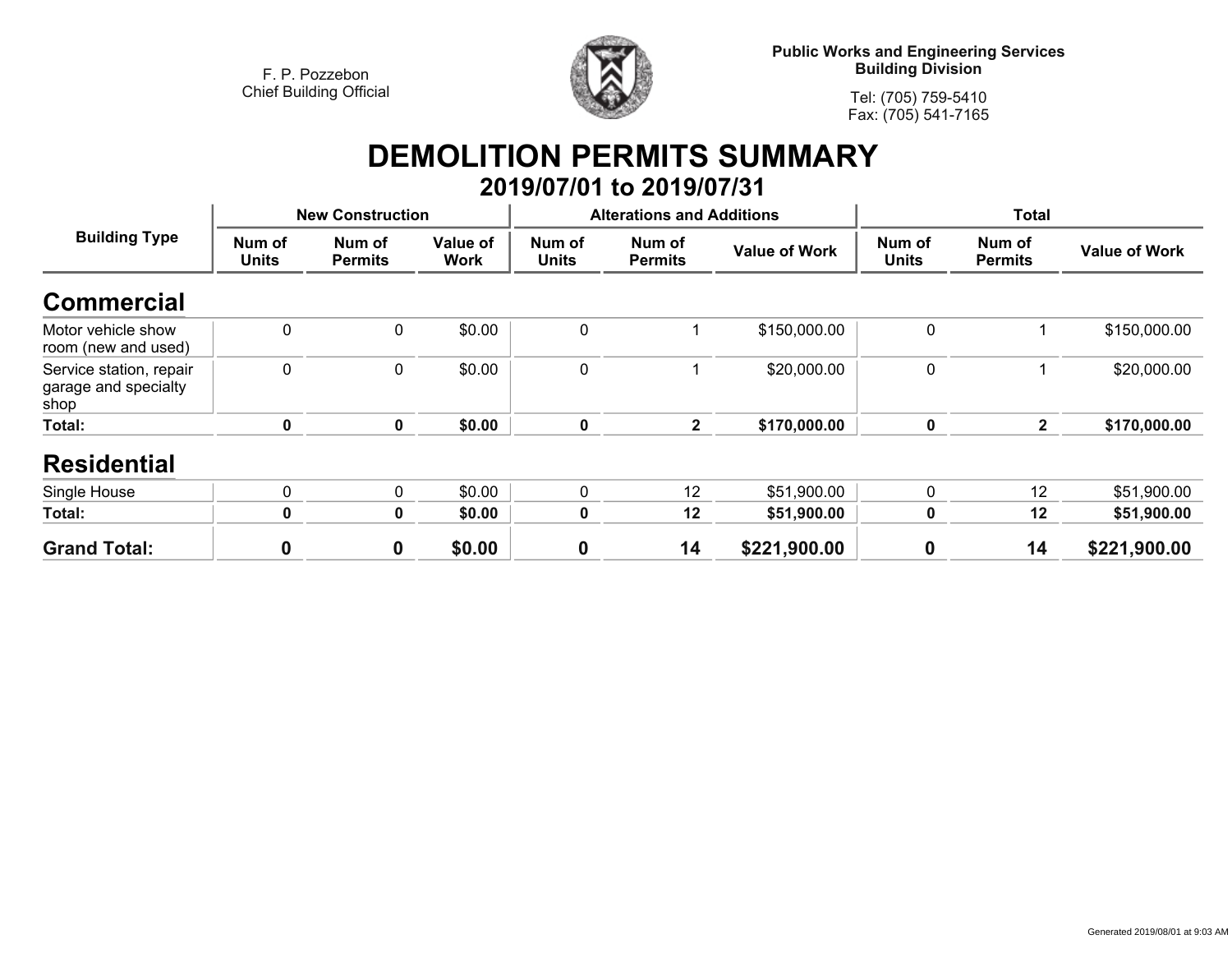F. P. Pozzebon
Chief Building Official

**Public Works and Engineering Services**
**Building Division**

Tel: (705) 759-5410
Fax: (705) 541-7165

# DEMOLITION PERMITS SUMMARY

## 2019/07/01 to 2019/07/31

| Building Type | New Construction | | | Alterations and Additions | | | Total | | |
|---|---|---|---|---|---|---|---|---|---|
| | Num of Units | Num of Permits | Value of Work | Num of Units | Num of Permits | Value of Work | Num of Units | Num of Permits | Value of Work |
| **Commercial** | | | | | | | | | |
| Motor vehicle show room (new and used) | 0 | 0 | $0.00 | 0 | 1 | $150,000.00 | 0 | 1 | $150,000.00 |
| Service station, repair garage and specialty shop | 0 | 0 | $0.00 | 0 | 1 | $20,000.00 | 0 | 1 | $20,000.00 |
| **Total:** | **0** | **0** | **$0.00** | **0** | **2** | **$170,000.00** | **0** | **2** | **$170,000.00** |
| **Residential** | | | | | | | | | |
| Single House | 0 | 0 | $0.00 | 0 | 12 | $51,900.00 | 0 | 12 | $51,900.00 |
| **Total:** | **0** | **0** | **$0.00** | **0** | **12** | **$51,900.00** | **0** | **12** | **$51,900.00** |
| **Grand Total:** | **0** | **0** | **$0.00** | **0** | **14** | **$221,900.00** | **0** | **14** | **$221,900.00** |

Generated 2019/08/01 at 9:03 AM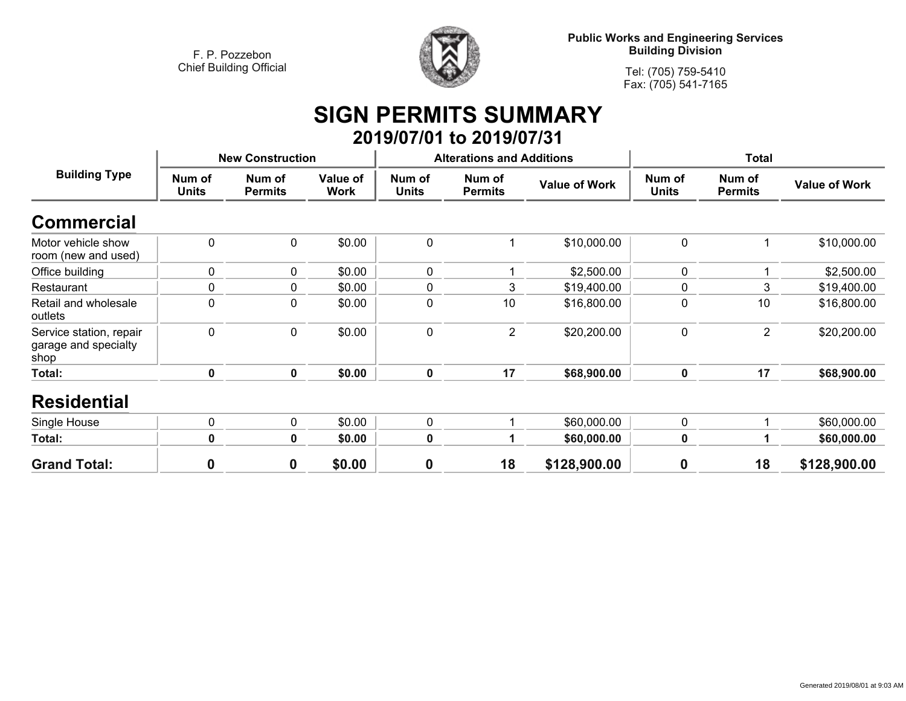F. P. Pozzebon
Chief Building Official

**Public Works and Engineering Services**
**Building Division**

Tel: (705) 759-5410
Fax: (705) 541-7165

# SIGN PERMITS SUMMARY

## 2019/07/01 to 2019/07/31

| Building Type | New Construction | | | Alterations and Additions | | | Total | | |
|---|---|---|---|---|---|---|---|---|---|
| | Num of Units | Num of Permits | Value of Work | Num of Units | Num of Permits | Value of Work | Num of Units | Num of Permits | Value of Work |
| **Commercial** | | | | | | | | | |
| Motor vehicle show room (new and used) | 0 | 0 | $0.00 | 0 | 1 | $10,000.00 | 0 | 1 | $10,000.00 |
| Office building | 0 | 0 | $0.00 | 0 | 1 | $2,500.00 | 0 | 1 | $2,500.00 |
| Restaurant | 0 | 0 | $0.00 | 0 | 3 | $19,400.00 | 0 | 3 | $19,400.00 |
| Retail and wholesale outlets | 0 | 0 | $0.00 | 0 | 10 | $16,800.00 | 0 | 10 | $16,800.00 |
| Service station, repair garage and specialty shop | 0 | 0 | $0.00 | 0 | 2 | $20,200.00 | 0 | 2 | $20,200.00 |
| **Total:** | **0** | **0** | **$0.00** | **0** | **17** | **$68,900.00** | **0** | **17** | **$68,900.00** |
| **Residential** | | | | | | | | | |
| Single House | 0 | 0 | $0.00 | 0 | 1 | $60,000.00 | 0 | 1 | $60,000.00 |
| **Total:** | **0** | **0** | **$0.00** | **0** | **1** | **$60,000.00** | **0** | **1** | **$60,000.00** |
| **Grand Total:** | **0** | **0** | **$0.00** | **0** | **18** | **$128,900.00** | **0** | **18** | **$128,900.00** |

Generated 2019/08/01 at 9:03 AM